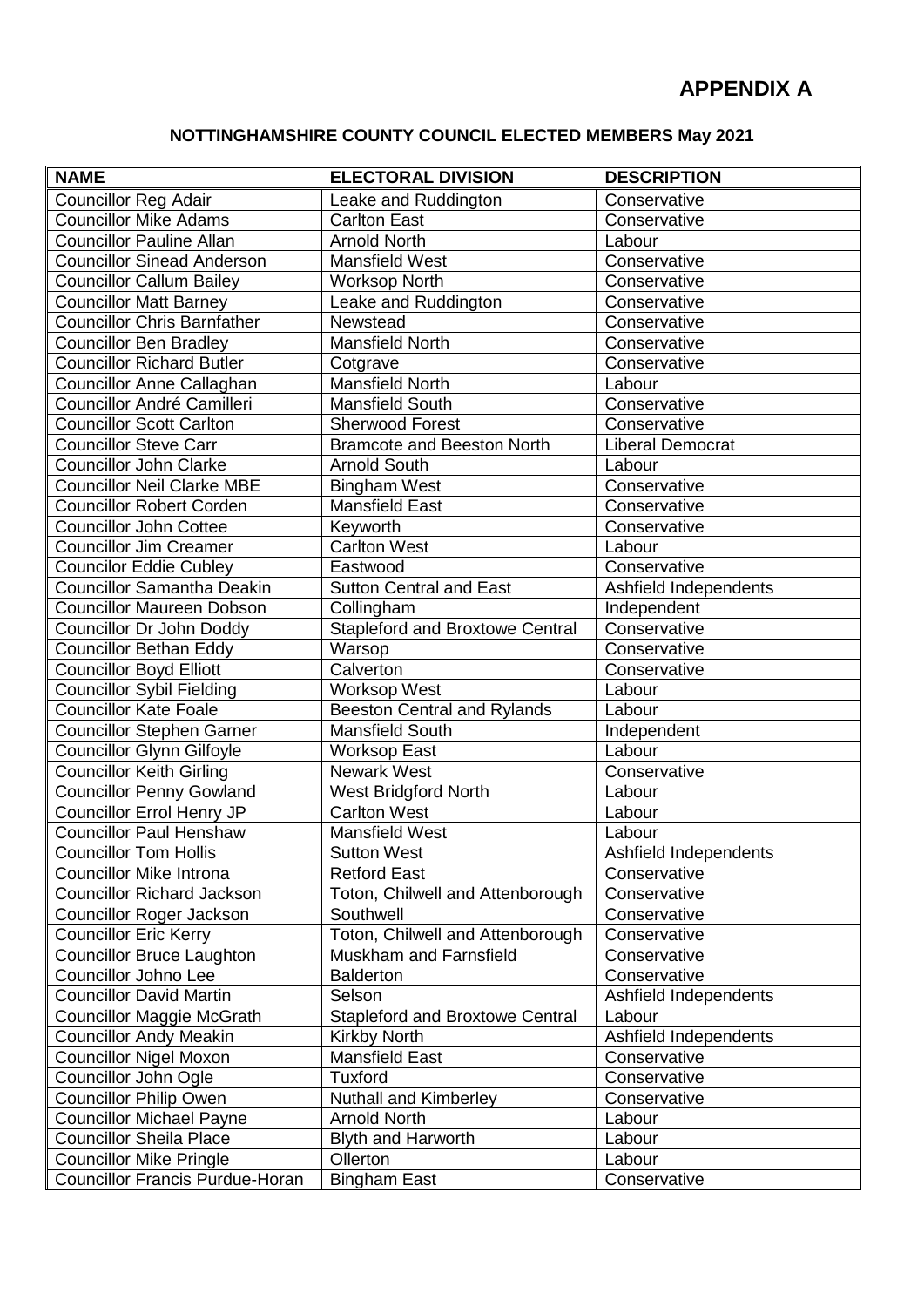# APPENDIX A

## NOTTINGHAMSHIRE COUNTY COUNCIL ELECTED MEMBERS May 2021

| NAME | ELECTORAL DIVISION | DESCRIPTION |
|---|---|---|
| Councillor Reg Adair | Leake and Ruddington | Conservative |
| Councillor Mike Adams | Carlton East | Conservative |
| Councillor Pauline Allan | Arnold North | Labour |
| Councillor Sinead Anderson | Mansfield West | Conservative |
| Councillor Callum Bailey | Worksop North | Conservative |
| Councillor Matt Barney | Leake and Ruddington | Conservative |
| Councillor Chris Barnfather | Newstead | Conservative |
| Councillor Ben Bradley | Mansfield North | Conservative |
| Councillor Richard Butler | Cotgrave | Conservative |
| Councillor Anne Callaghan | Mansfield North | Labour |
| Councillor André Camilleri | Mansfield South | Conservative |
| Councillor Scott Carlton | Sherwood Forest | Conservative |
| Councillor Steve Carr | Bramcote and Beeston North | Liberal Democrat |
| Councillor John Clarke | Arnold South | Labour |
| Councillor Neil Clarke MBE | Bingham West | Conservative |
| Councillor Robert Corden | Mansfield East | Conservative |
| Councillor John Cottee | Keyworth | Conservative |
| Councillor Jim Creamer | Carlton West | Labour |
| Councilor Eddie Cubley | Eastwood | Conservative |
| Councillor Samantha Deakin | Sutton Central and East | Ashfield Independents |
| Councillor Maureen Dobson | Collingham | Independent |
| Councillor Dr John Doddy | Stapleford and Broxtowe Central | Conservative |
| Councillor Bethan Eddy | Warsop | Conservative |
| Councillor Boyd Elliott | Calverton | Conservative |
| Councillor Sybil Fielding | Worksop West | Labour |
| Councillor Kate Foale | Beeston Central and Rylands | Labour |
| Councillor Stephen Garner | Mansfield South | Independent |
| Councillor Glynn Gilfoyle | Worksop East | Labour |
| Councillor Keith Girling | Newark West | Conservative |
| Councillor Penny Gowland | West Bridgford North | Labour |
| Councillor Errol Henry JP | Carlton West | Labour |
| Councillor Paul Henshaw | Mansfield West | Labour |
| Councillor Tom Hollis | Sutton West | Ashfield Independents |
| Councillor Mike Introna | Retford East | Conservative |
| Councillor Richard Jackson | Toton, Chilwell and Attenborough | Conservative |
| Councillor Roger Jackson | Southwell | Conservative |
| Councillor Eric Kerry | Toton, Chilwell and Attenborough | Conservative |
| Councillor Bruce Laughton | Muskham and Farnsfield | Conservative |
| Councillor Johno Lee | Balderton | Conservative |
| Councillor David Martin | Selson | Ashfield Independents |
| Councillor Maggie McGrath | Stapleford and Broxtowe Central | Labour |
| Councillor Andy Meakin | Kirkby North | Ashfield Independents |
| Councillor Nigel Moxon | Mansfield East | Conservative |
| Councillor John Ogle | Tuxford | Conservative |
| Councillor Philip Owen | Nuthall and Kimberley | Conservative |
| Councillor Michael Payne | Arnold North | Labour |
| Councillor Sheila Place | Blyth and Harworth | Labour |
| Councillor Mike Pringle | Ollerton | Labour |
| Councillor Francis Purdue-Horan | Bingham East | Conservative |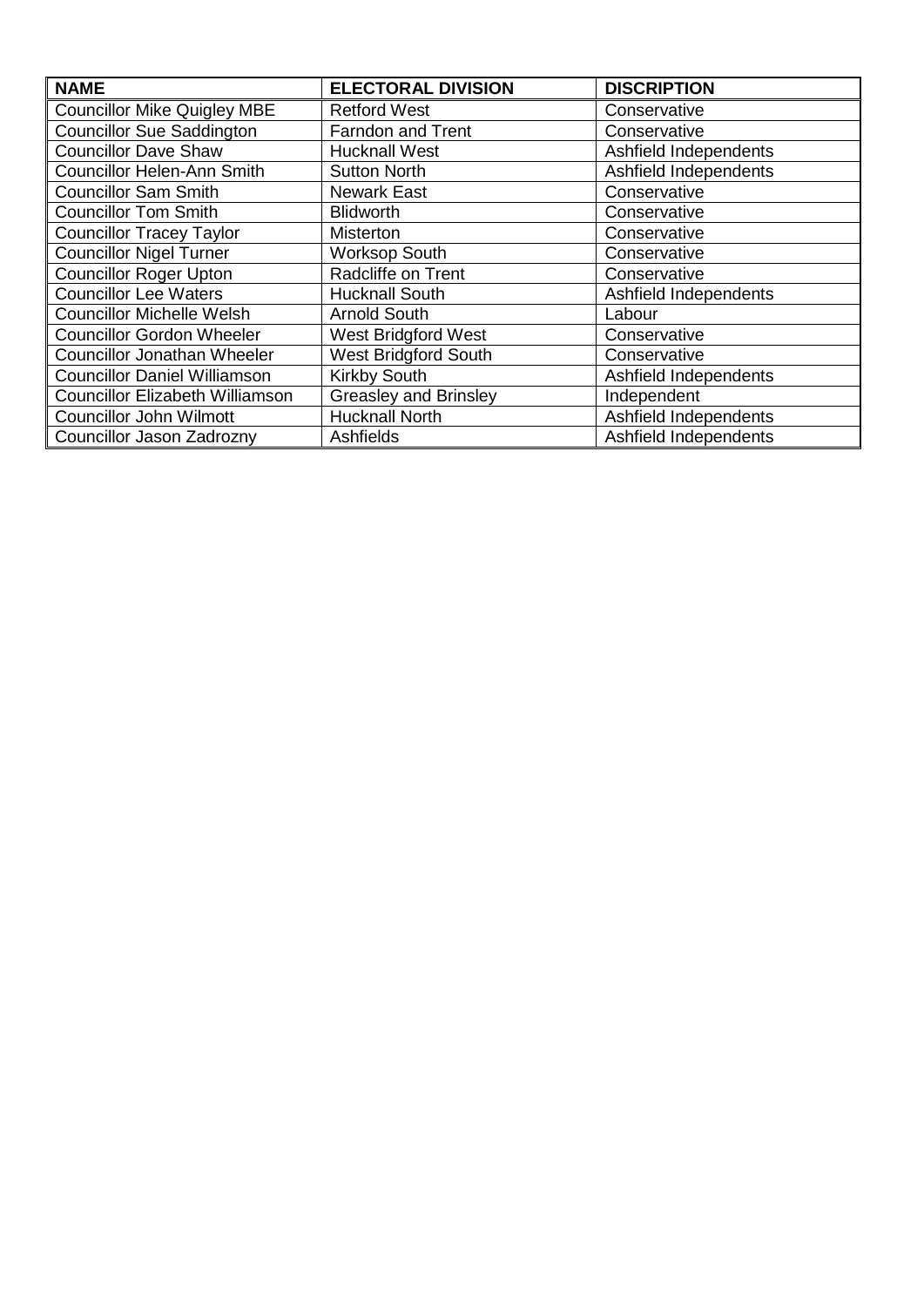| NAME | ELECTORAL DIVISION | DISCRIPTION |
|---|---|---|
| Councillor Mike Quigley MBE | Retford West | Conservative |
| Councillor Sue Saddington | Farndon and Trent | Conservative |
| Councillor Dave Shaw | Hucknall West | Ashfield Independents |
| Councillor Helen-Ann Smith | Sutton North | Ashfield Independents |
| Councillor Sam Smith | Newark East | Conservative |
| Councillor Tom Smith | Blidworth | Conservative |
| Councillor Tracey Taylor | Misterton | Conservative |
| Councillor Nigel Turner | Worksop South | Conservative |
| Councillor Roger Upton | Radcliffe on Trent | Conservative |
| Councillor Lee Waters | Hucknall South | Ashfield Independents |
| Councillor Michelle Welsh | Arnold South | Labour |
| Councillor Gordon Wheeler | West Bridgford West | Conservative |
| Councillor Jonathan Wheeler | West Bridgford South | Conservative |
| Councillor Daniel Williamson | Kirkby South | Ashfield Independents |
| Councillor Elizabeth Williamson | Greasley and Brinsley | Independent |
| Councillor John Wilmott | Hucknall North | Ashfield Independents |
| Councillor Jason Zadrozny | Ashfields | Ashfield Independents |